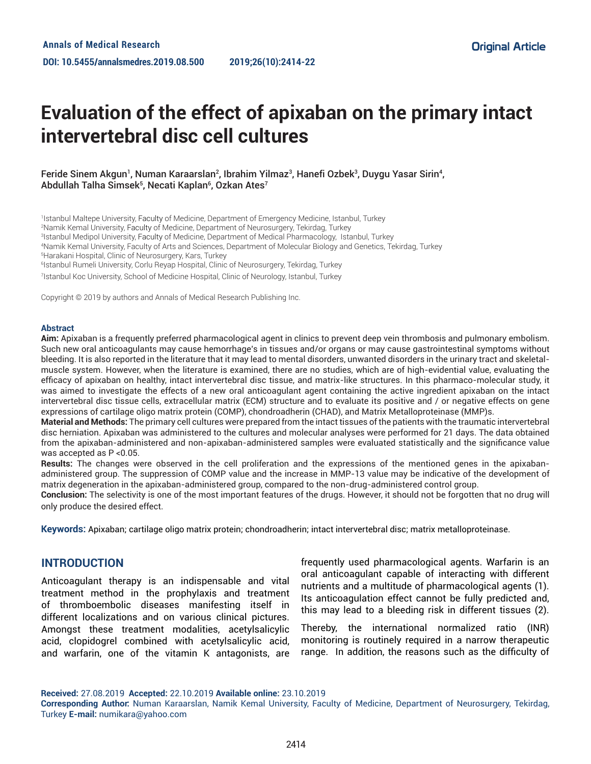Annals of Medical Research
DOI: 10.5455/annalsmedres.2019.08.500

Original Article

# Evaluation of the effect of apixaban on the primary intact intervertebral disc cell cultures

Feride Sinem Akgun[1], Numan Karaarslan[2], Ibrahim Yilmaz[3], Hanefi Ozbek[3], Duygu Yasar Sirin[4], Abdullah Talha Simsek[5], Necati Kaplan[6], Ozkan Ates[7]

[1]Istanbul Maltepe University, Faculty of Medicine, Department of Emergency Medicine, Istanbul, Turkey
[2]Namik Kemal University, Faculty of Medicine, Department of Neurosurgery, Tekirdag, Turkey
[3]Istanbul Medipol University, Faculty of Medicine, Department of Medical Pharmacology, Istanbul, Turkey
[4]Namik Kemal University, Faculty of Arts and Sciences, Department of Molecular Biology and Genetics, Tekirdag, Turkey
[5]Harakani Hospital, Clinic of Neurosurgery, Kars, Turkey
[6]Istanbul Rumeli University, Corlu Reyap Hospital, Clinic of Neurosurgery, Tekirdag, Turkey
[7]Istanbul Koc University, School of Medicine Hospital, Clinic of Neurology, Istanbul, Turkey

Copyright © 2019 by authors and Annals of Medical Research Publishing Inc.

## Abstract

**Aim:** Apixaban is a frequently preferred pharmacological agent in clinics to prevent deep vein thrombosis and pulmonary embolism. Such new oral anticoagulants may cause hemorrhage's in tissues and/or organs or may cause gastrointestinal symptoms without bleeding. It is also reported in the literature that it may lead to mental disorders, unwanted disorders in the urinary tract and skeletal-muscle system. However, when the literature is examined, there are no studies, which are of high-evidential value, evaluating the efficacy of apixaban on healthy, intact intervertebral disc tissue, and matrix-like structures. In this pharmaco-molecular study, it was aimed to investigate the effects of a new oral anticoagulant agent containing the active ingredient apixaban on the intact intervertebral disc tissue cells, extracellular matrix (ECM) structure and to evaluate its positive and / or negative effects on gene expressions of cartilage oligo matrix protein (COMP), chondroadherin (CHAD), and Matrix Metalloproteinase (MMP)s.

**Material and Methods:** The primary cell cultures were prepared from the intact tissues of the patients with the traumatic intervertebral disc herniation. Apixaban was administered to the cultures and molecular analyses were performed for 21 days. The data obtained from the apixaban-administered and non-apixaban-administered samples were evaluated statistically and the significance value was accepted as P <0.05.

**Results:** The changes were observed in the cell proliferation and the expressions of the mentioned genes in the apixaban-administered group. The suppression of COMP value and the increase in MMP-13 value may be indicative of the development of matrix degeneration in the apixaban-administered group, compared to the non-drug-administered control group.

**Conclusion:** The selectivity is one of the most important features of the drugs. However, it should not be forgotten that no drug will only produce the desired effect.

**Keywords:** Apixaban; cartilage oligo matrix protein; chondroadherin; intact intervertebral disc; matrix metalloproteinase.

## INTRODUCTION

Anticoagulant therapy is an indispensable and vital treatment method in the prophylaxis and treatment of thromboembolic diseases manifesting itself in different localizations and on various clinical pictures. Amongst these treatment modalities, acetylsalicylic acid, clopidogrel combined with acetylsalicylic acid, and warfarin, one of the vitamin K antagonists, are frequently used pharmacological agents. Warfarin is an oral anticoagulant capable of interacting with different nutrients and a multitude of pharmacological agents (1). Its anticoagulation effect cannot be fully predicted and, this may lead to a bleeding risk in different tissues (2).

Thereby, the international normalized ratio (INR) monitoring is routinely required in a narrow therapeutic range. In addition, the reasons such as the difficulty of

**Received:** 27.08.2019 **Accepted:** 22.10.2019 **Available online:** 23.10.2019
**Corresponding Author:** Numan Karaarslan, Namik Kemal University, Faculty of Medicine, Department of Neurosurgery, Tekirdag, Turkey **E-mail:** numikara@yahoo.com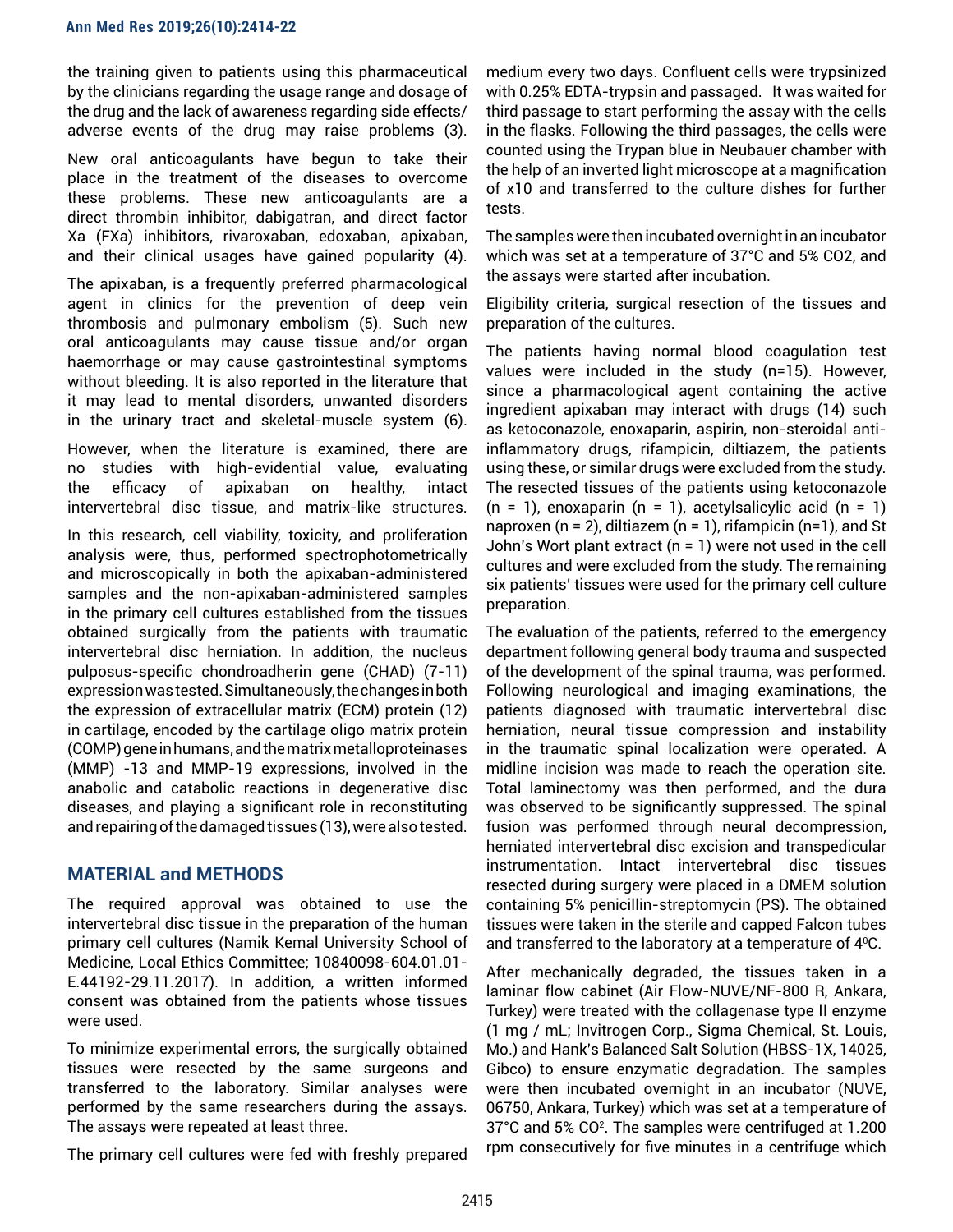the training given to patients using this pharmaceutical by the clinicians regarding the usage range and dosage of the drug and the lack of awareness regarding side effects/ adverse events of the drug may raise problems (3).

New oral anticoagulants have begun to take their place in the treatment of the diseases to overcome these problems. These new anticoagulants are a direct thrombin inhibitor, dabigatran, and direct factor Xa (FXa) inhibitors, rivaroxaban, edoxaban, apixaban, and their clinical usages have gained popularity (4).

The apixaban, is a frequently preferred pharmacological agent in clinics for the prevention of deep vein thrombosis and pulmonary embolism (5). Such new oral anticoagulants may cause tissue and/or organ haemorrhage or may cause gastrointestinal symptoms without bleeding. It is also reported in the literature that it may lead to mental disorders, unwanted disorders in the urinary tract and skeletal-muscle system (6).

However, when the literature is examined, there are no studies with high-evidential value, evaluating the efficacy of apixaban on healthy, intact intervertebral disc tissue, and matrix-like structures.

In this research, cell viability, toxicity, and proliferation analysis were, thus, performed spectrophotometrically and microscopically in both the apixaban-administered samples and the non-apixaban-administered samples in the primary cell cultures established from the tissues obtained surgically from the patients with traumatic intervertebral disc herniation. In addition, the nucleus pulposus-specific chondroadherin gene (CHAD) (7-11) expression was tested. Simultaneously, the changes in both the expression of extracellular matrix (ECM) protein (12) in cartilage, encoded by the cartilage oligo matrix protein (COMP) gene in humans, and the matrix metalloproteinases (MMP) -13 and MMP-19 expressions, involved in the anabolic and catabolic reactions in degenerative disc diseases, and playing a significant role in reconstituting and repairing of the damaged tissues (13), were also tested.

## MATERIAL and METHODS

The required approval was obtained to use the intervertebral disc tissue in the preparation of the human primary cell cultures (Namik Kemal University School of Medicine, Local Ethics Committee; 10840098-604.01.01-E.44192-29.11.2017). In addition, a written informed consent was obtained from the patients whose tissues were used.

To minimize experimental errors, the surgically obtained tissues were resected by the same surgeons and transferred to the laboratory. Similar analyses were performed by the same researchers during the assays. The assays were repeated at least three.

The primary cell cultures were fed with freshly prepared medium every two days. Confluent cells were trypsinized with 0.25% EDTA-trypsin and passaged. It was waited for third passage to start performing the assay with the cells in the flasks. Following the third passages, the cells were counted using the Trypan blue in Neubauer chamber with the help of an inverted light microscope at a magnification of x10 and transferred to the culture dishes for further tests.

The samples were then incubated overnight in an incubator which was set at a temperature of 37°C and 5% CO2, and the assays were started after incubation.

Eligibility criteria, surgical resection of the tissues and preparation of the cultures.

The patients having normal blood coagulation test values were included in the study (n=15). However, since a pharmacological agent containing the active ingredient apixaban may interact with drugs (14) such as ketoconazole, enoxaparin, aspirin, non-steroidal anti-inflammatory drugs, rifampicin, diltiazem, the patients using these, or similar drugs were excluded from the study. The resected tissues of the patients using ketoconazole (n = 1), enoxaparin (n = 1), acetylsalicylic acid (n = 1) naproxen (n = 2), diltiazem (n = 1), rifampicin (n=1), and St John's Wort plant extract (n = 1) were not used in the cell cultures and were excluded from the study. The remaining six patients' tissues were used for the primary cell culture preparation.

The evaluation of the patients, referred to the emergency department following general body trauma and suspected of the development of the spinal trauma, was performed. Following neurological and imaging examinations, the patients diagnosed with traumatic intervertebral disc herniation, neural tissue compression and instability in the traumatic spinal localization were operated. A midline incision was made to reach the operation site. Total laminectomy was then performed, and the dura was observed to be significantly suppressed. The spinal fusion was performed through neural decompression, herniated intervertebral disc excision and transpedicular instrumentation. Intact intervertebral disc tissues resected during surgery were placed in a DMEM solution containing 5% penicillin-streptomycin (PS). The obtained tissues were taken in the sterile and capped Falcon tubes and transferred to the laboratory at a temperature of 4$^0$C.

After mechanically degraded, the tissues taken in a laminar flow cabinet (Air Flow-NUVE/NF-800 R, Ankara, Turkey) were treated with the collagenase type II enzyme (1 mg / mL; Invitrogen Corp., Sigma Chemical, St. Louis, Mo.) and Hank's Balanced Salt Solution (HBSS-1X, 14025, Gibco) to ensure enzymatic degradation. The samples were then incubated overnight in an incubator (NUVE, 06750, Ankara, Turkey) which was set at a temperature of 37°C and 5% $CO^2$. The samples were centrifuged at 1.200 rpm consecutively for five minutes in a centrifuge which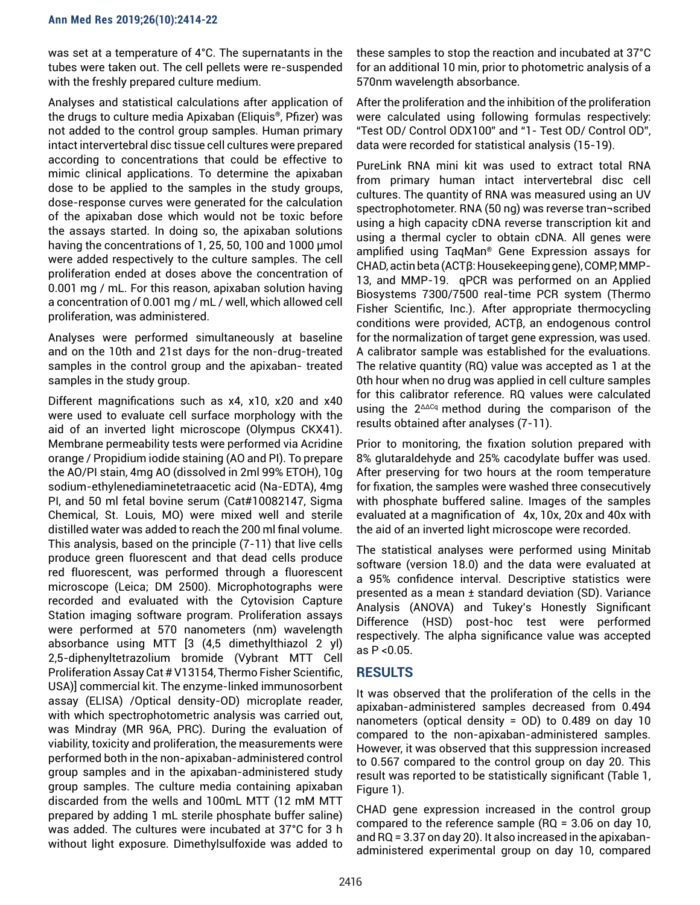was set at a temperature of 4°C. The supernatants in the tubes were taken out. The cell pellets were re-suspended with the freshly prepared culture medium.

Analyses and statistical calculations after application of the drugs to culture media Apixaban (Eliquis®, Pfizer) was not added to the control group samples. Human primary intact intervertebral disc tissue cell cultures were prepared according to concentrations that could be effective to mimic clinical applications. To determine the apixaban dose to be applied to the samples in the study groups, dose-response curves were generated for the calculation of the apixaban dose which would not be toxic before the assays started. In doing so, the apixaban solutions having the concentrations of 1, 25, 50, 100 and 1000 µmol were added respectively to the culture samples. The cell proliferation ended at doses above the concentration of 0.001 mg / mL. For this reason, apixaban solution having a concentration of 0.001 mg / mL / well, which allowed cell proliferation, was administered.

Analyses were performed simultaneously at baseline and on the 10th and 21st days for the non-drug-treated samples in the control group and the apixaban- treated samples in the study group.

Different magnifications such as x4, x10, x20 and x40 were used to evaluate cell surface morphology with the aid of an inverted light microscope (Olympus CKX41). Membrane permeability tests were performed via Acridine orange / Propidium iodide staining (AO and PI). To prepare the AO/PI stain, 4mg AO (dissolved in 2ml 99% ETOH), 10g sodium-ethylenediaminetetraacetic acid (Na-EDTA), 4mg PI, and 50 ml fetal bovine serum (Cat#10082147, Sigma Chemical, St. Louis, MO) were mixed well and sterile distilled water was added to reach the 200 ml final volume. This analysis, based on the principle (7-11) that live cells produce green fluorescent and that dead cells produce red fluorescent, was performed through a fluorescent microscope (Leica; DM 2500). Microphotographs were recorded and evaluated with the Cytovision Capture Station imaging software program. Proliferation assays were performed at 570 nanometers (nm) wavelength absorbance using MTT [3 (4,5 dimethylthiazol 2 yl) 2,5-diphenyltetrazolium bromide (Vybrant MTT Cell Proliferation Assay Cat # V13154, Thermo Fisher Scientific, USA)] commercial kit. The enzyme-linked immunosorbent assay (ELISA) /Optical density-OD) microplate reader, with which spectrophotometric analysis was carried out, was Mindray (MR 96A, PRC). During the evaluation of viability, toxicity and proliferation, the measurements were performed both in the non-apixaban-administered control group samples and in the apixaban-administered study group samples. The culture media containing apixaban discarded from the wells and 100mL MTT (12 mM MTT prepared by adding 1 mL sterile phosphate buffer saline) was added. The cultures were incubated at 37°C for 3 h without light exposure. Dimethylsulfoxide was added to these samples to stop the reaction and incubated at 37°C for an additional 10 min, prior to photometric analysis of a 570nm wavelength absorbance.

After the proliferation and the inhibition of the proliferation were calculated using following formulas respectively: "Test OD/ Control ODX100" and "1- Test OD/ Control OD", data were recorded for statistical analysis (15-19).

PureLink RNA mini kit was used to extract total RNA from primary human intact intervertebral disc cell cultures. The quantity of RNA was measured using an UV spectrophotometer. RNA (50 ng) was reverse tran¬scribed using a high capacity cDNA reverse transcription kit and using a thermal cycler to obtain cDNA. All genes were amplified using TaqMan® Gene Expression assays for CHAD, actin beta (ACTβ: Housekeeping gene), COMP, MMP-13, and MMP-19. qPCR was performed on an Applied Biosystems 7300/7500 real-time PCR system (Thermo Fisher Scientific, Inc.). After appropriate thermocycling conditions were provided, ACTβ, an endogenous control for the normalization of target gene expression, was used. A calibrator sample was established for the evaluations. The relative quantity (RQ) value was accepted as 1 at the 0th hour when no drug was applied in cell culture samples for this calibrator reference. RQ values were calculated using the $2^{\Delta\Delta Cq}$ method during the comparison of the results obtained after analyses (7-11).

Prior to monitoring, the fixation solution prepared with 8% glutaraldehyde and 25% cacodylate buffer was used. After preserving for two hours at the room temperature for fixation, the samples were washed three consecutively with phosphate buffered saline. Images of the samples evaluated at a magnification of 4x, 10x, 20x and 40x with the aid of an inverted light microscope were recorded.

The statistical analyses were performed using Minitab software (version 18.0) and the data were evaluated at a 95% confidence interval. Descriptive statistics were presented as a mean ± standard deviation (SD). Variance Analysis (ANOVA) and Tukey's Honestly Significant Difference (HSD) post-hoc test were performed respectively. The alpha significance value was accepted as $P < 0.05$.

## RESULTS

It was observed that the proliferation of the cells in the apixaban-administered samples decreased from 0.494 nanometers (optical density = OD) to 0.489 on day 10 compared to the non-apixaban-administered samples. However, it was observed that this suppression increased to 0.567 compared to the control group on day 20. This result was reported to be statistically significant (Table 1, Figure 1).

CHAD gene expression increased in the control group compared to the reference sample (RQ = 3.06 on day 10, and RQ = 3.37 on day 20). It also increased in the apixaban-administered experimental group on day 10, compared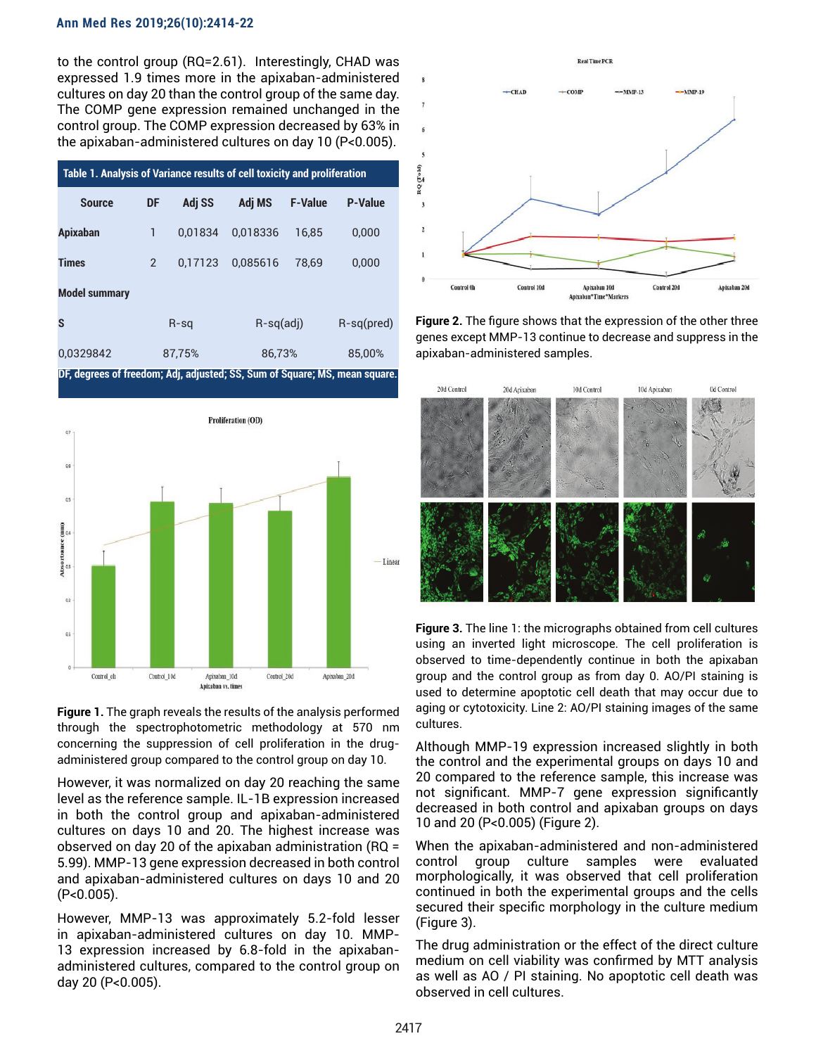to the control group (RQ=2.61). Interestingly, CHAD was expressed 1.9 times more in the apixaban-administered cultures on day 20 than the control group of the same day. The COMP gene expression remained unchanged in the control group. The COMP expression decreased by 63% in the apixaban-administered cultures on day 10 (P<0.005).

**Table 1. Analysis of Variance results of cell toxicity and proliferation**

| Source | DF | Adj SS | Adj MS | F-Value | P-Value |
|---|---|---|---|---|---|
| **Apixaban** | 1 | 0,01834 | 0,018336 | 16,85 | 0,000 |
| **Times** | 2 | 0,17123 | 0,085616 | 78,69 | 0,000 |
| **Model summary** | | | | | |
| **S** | R-sq | | R-sq(adj) | | R-sq(pred) |
| 0,0329842 | 87,75% | | 86,73% | | 85,00% |

DF, degrees of freedom; Adj, adjusted; SS, Sum of Square; MS, mean square.

**Figure 1.** The graph reveals the results of the analysis performed through the spectrophotometric methodology at 570 nm concerning the suppression of cell proliferation in the drug-administered group compared to the control group on day 10.

However, it was normalized on day 20 reaching the same level as the reference sample. IL-1B expression increased in both the control group and apixaban-administered cultures on days 10 and 20. The highest increase was observed on day 20 of the apixaban administration (RQ = 5.99). MMP-13 gene expression decreased in both control and apixaban-administered cultures on days 10 and 20 (P<0.005).

However, MMP-13 was approximately 5.2-fold lesser in apixaban-administered cultures on day 10. MMP-13 expression increased by 6.8-fold in the apixaban-administered cultures, compared to the control group on day 20 (P<0.005).

**Figure 2.** The figure shows that the expression of the other three genes except MMP-13 continue to decrease and suppress in the apixaban-administered samples.

**Figure 3.** The line 1: the micrographs obtained from cell cultures using an inverted light microscope. The cell proliferation is observed to time-dependently continue in both the apixaban group and the control group as from day 0. AO/PI staining is used to determine apoptotic cell death that may occur due to aging or cytotoxicity. Line 2: AO/PI staining images of the same cultures.

Although MMP-19 expression increased slightly in both the control and the experimental groups on days 10 and 20 compared to the reference sample, this increase was not significant. MMP-7 gene expression significantly decreased in both control and apixaban groups on days 10 and 20 (P<0.005) (Figure 2).

When the apixaban-administered and non-administered control group culture samples were evaluated morphologically, it was observed that cell proliferation continued in both the experimental groups and the cells secured their specific morphology in the culture medium (Figure 3).

The drug administration or the effect of the direct culture medium on cell viability was confirmed by MTT analysis as well as AO / PI staining. No apoptotic cell death was observed in cell cultures.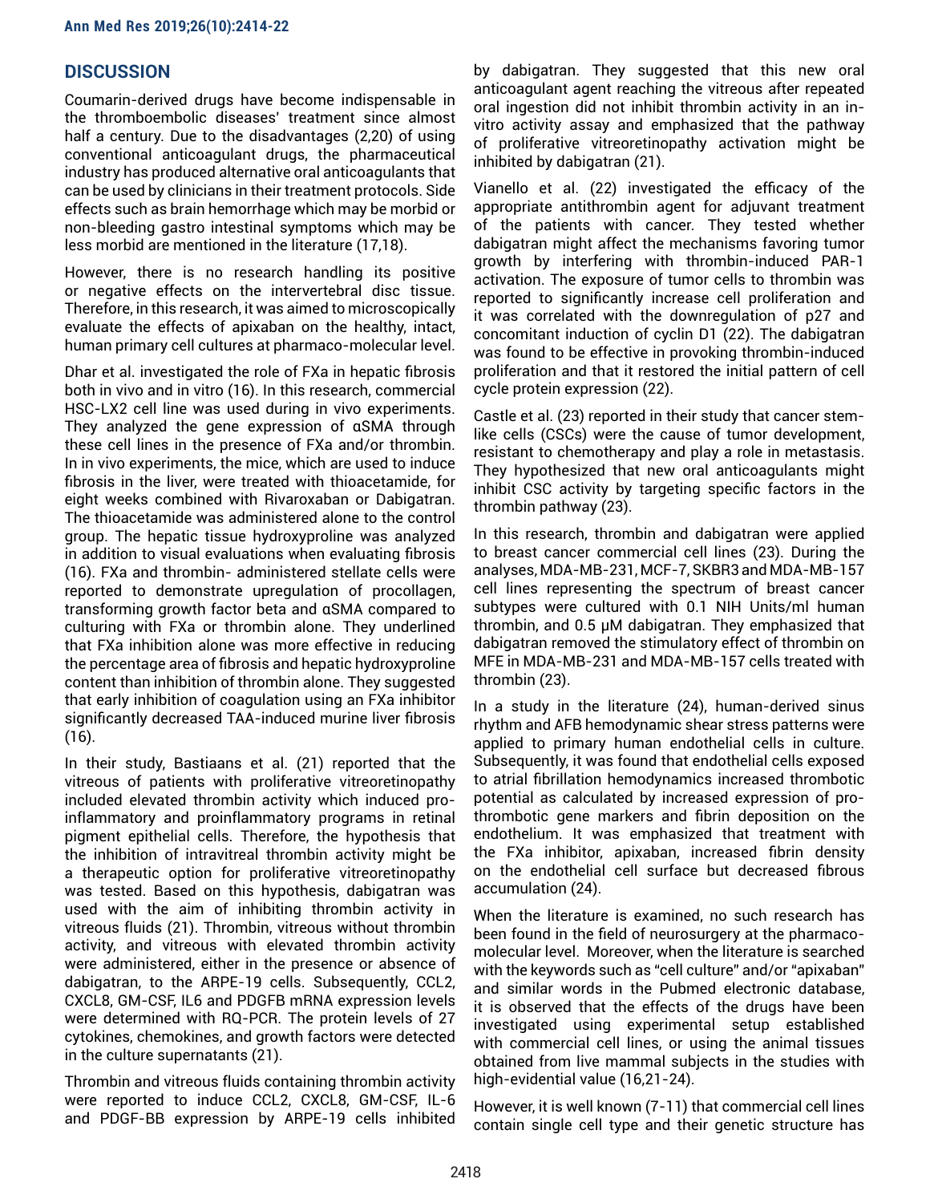## DISCUSSION

Coumarin-derived drugs have become indispensable in the thromboembolic diseases' treatment since almost half a century. Due to the disadvantages (2,20) of using conventional anticoagulant drugs, the pharmaceutical industry has produced alternative oral anticoagulants that can be used by clinicians in their treatment protocols. Side effects such as brain hemorrhage which may be morbid or non-bleeding gastro intestinal symptoms which may be less morbid are mentioned in the literature (17,18).

However, there is no research handling its positive or negative effects on the intervertebral disc tissue. Therefore, in this research, it was aimed to microscopically evaluate the effects of apixaban on the healthy, intact, human primary cell cultures at pharmaco-molecular level.

Dhar et al. investigated the role of FXa in hepatic fibrosis both in vivo and in vitro (16). In this research, commercial HSC-LX2 cell line was used during in vivo experiments. They analyzed the gene expression of αSMA through these cell lines in the presence of FXa and/or thrombin. In in vivo experiments, the mice, which are used to induce fibrosis in the liver, were treated with thioacetamide, for eight weeks combined with Rivaroxaban or Dabigatran. The thioacetamide was administered alone to the control group. The hepatic tissue hydroxyproline was analyzed in addition to visual evaluations when evaluating fibrosis (16). FXa and thrombin- administered stellate cells were reported to demonstrate upregulation of procollagen, transforming growth factor beta and αSMA compared to culturing with FXa or thrombin alone. They underlined that FXa inhibition alone was more effective in reducing the percentage area of fibrosis and hepatic hydroxyproline content than inhibition of thrombin alone. They suggested that early inhibition of coagulation using an FXa inhibitor significantly decreased TAA-induced murine liver fibrosis (16).

In their study, Bastiaans et al. (21) reported that the vitreous of patients with proliferative vitreoretinopathy included elevated thrombin activity which induced pro-inflammatory and proinflammatory programs in retinal pigment epithelial cells. Therefore, the hypothesis that the inhibition of intravitreal thrombin activity might be a therapeutic option for proliferative vitreoretinopathy was tested. Based on this hypothesis, dabigatran was used with the aim of inhibiting thrombin activity in vitreous fluids (21). Thrombin, vitreous without thrombin activity, and vitreous with elevated thrombin activity were administered, either in the presence or absence of dabigatran, to the ARPE-19 cells. Subsequently, CCL2, CXCL8, GM-CSF, IL6 and PDGFB mRNA expression levels were determined with RQ-PCR. The protein levels of 27 cytokines, chemokines, and growth factors were detected in the culture supernatants (21).

Thrombin and vitreous fluids containing thrombin activity were reported to induce CCL2, CXCL8, GM-CSF, IL-6 and PDGF-BB expression by ARPE-19 cells inhibited by dabigatran. They suggested that this new oral anticoagulant agent reaching the vitreous after repeated oral ingestion did not inhibit thrombin activity in an in-vitro activity assay and emphasized that the pathway of proliferative vitreoretinopathy activation might be inhibited by dabigatran (21).

Vianello et al. (22) investigated the efficacy of the appropriate antithrombin agent for adjuvant treatment of the patients with cancer. They tested whether dabigatran might affect the mechanisms favoring tumor growth by interfering with thrombin-induced PAR-1 activation. The exposure of tumor cells to thrombin was reported to significantly increase cell proliferation and it was correlated with the downregulation of p27 and concomitant induction of cyclin D1 (22). The dabigatran was found to be effective in provoking thrombin-induced proliferation and that it restored the initial pattern of cell cycle protein expression (22).

Castle et al. (23) reported in their study that cancer stem-like cells (CSCs) were the cause of tumor development, resistant to chemotherapy and play a role in metastasis. They hypothesized that new oral anticoagulants might inhibit CSC activity by targeting specific factors in the thrombin pathway (23).

In this research, thrombin and dabigatran were applied to breast cancer commercial cell lines (23). During the analyses, MDA-MB-231, MCF-7, SKBR3 and MDA-MB-157 cell lines representing the spectrum of breast cancer subtypes were cultured with 0.1 NIH Units/ml human thrombin, and 0.5 μM dabigatran. They emphasized that dabigatran removed the stimulatory effect of thrombin on MFE in MDA-MB-231 and MDA-MB-157 cells treated with thrombin (23).

In a study in the literature (24), human-derived sinus rhythm and AFB hemodynamic shear stress patterns were applied to primary human endothelial cells in culture. Subsequently, it was found that endothelial cells exposed to atrial fibrillation hemodynamics increased thrombotic potential as calculated by increased expression of pro-thrombotic gene markers and fibrin deposition on the endothelium. It was emphasized that treatment with the FXa inhibitor, apixaban, increased fibrin density on the endothelial cell surface but decreased fibrous accumulation (24).

When the literature is examined, no such research has been found in the field of neurosurgery at the pharmaco-molecular level. Moreover, when the literature is searched with the keywords such as "cell culture" and/or "apixaban" and similar words in the Pubmed electronic database, it is observed that the effects of the drugs have been investigated using experimental setup established with commercial cell lines, or using the animal tissues obtained from live mammal subjects in the studies with high-evidential value (16,21-24).

However, it is well known (7-11) that commercial cell lines contain single cell type and their genetic structure has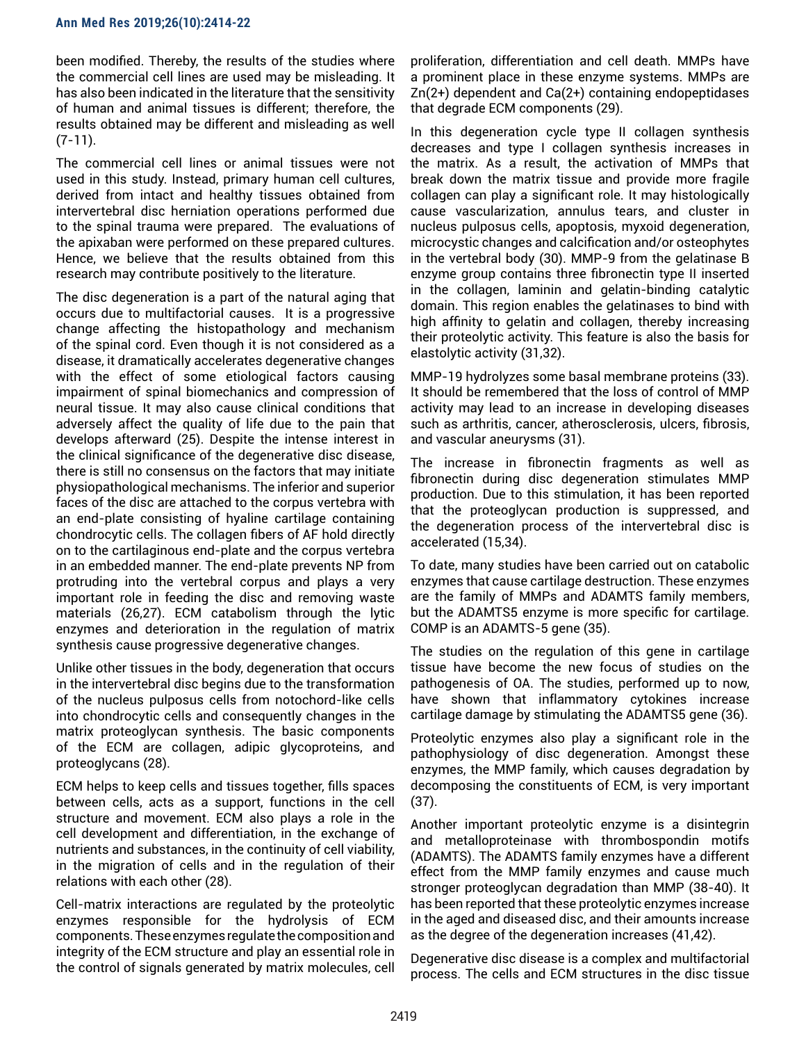been modified. Thereby, the results of the studies where the commercial cell lines are used may be misleading. It has also been indicated in the literature that the sensitivity of human and animal tissues is different; therefore, the results obtained may be different and misleading as well (7-11).

The commercial cell lines or animal tissues were not used in this study. Instead, primary human cell cultures, derived from intact and healthy tissues obtained from intervertebral disc herniation operations performed due to the spinal trauma were prepared. The evaluations of the apixaban were performed on these prepared cultures. Hence, we believe that the results obtained from this research may contribute positively to the literature.

The disc degeneration is a part of the natural aging that occurs due to multifactorial causes. It is a progressive change affecting the histopathology and mechanism of the spinal cord. Even though it is not considered as a disease, it dramatically accelerates degenerative changes with the effect of some etiological factors causing impairment of spinal biomechanics and compression of neural tissue. It may also cause clinical conditions that adversely affect the quality of life due to the pain that develops afterward (25). Despite the intense interest in the clinical significance of the degenerative disc disease, there is still no consensus on the factors that may initiate physiopathological mechanisms. The inferior and superior faces of the disc are attached to the corpus vertebra with an end-plate consisting of hyaline cartilage containing chondrocytic cells. The collagen fibers of AF hold directly on to the cartilaginous end-plate and the corpus vertebra in an embedded manner. The end-plate prevents NP from protruding into the vertebral corpus and plays a very important role in feeding the disc and removing waste materials (26,27). ECM catabolism through the lytic enzymes and deterioration in the regulation of matrix synthesis cause progressive degenerative changes.

Unlike other tissues in the body, degeneration that occurs in the intervertebral disc begins due to the transformation of the nucleus pulposus cells from notochord-like cells into chondrocytic cells and consequently changes in the matrix proteoglycan synthesis. The basic components of the ECM are collagen, adipic glycoproteins, and proteoglycans (28).

ECM helps to keep cells and tissues together, fills spaces between cells, acts as a support, functions in the cell structure and movement. ECM also plays a role in the cell development and differentiation, in the exchange of nutrients and substances, in the continuity of cell viability, in the migration of cells and in the regulation of their relations with each other (28).

Cell-matrix interactions are regulated by the proteolytic enzymes responsible for the hydrolysis of ECM components. These enzymes regulate the composition and integrity of the ECM structure and play an essential role in the control of signals generated by matrix molecules, cell proliferation, differentiation and cell death. MMPs have a prominent place in these enzyme systems. MMPs are $Zn^{2+}$ dependent and $Ca^{2+}$ containing endopeptidases that degrade ECM components (29).

In this degeneration cycle type II collagen synthesis decreases and type I collagen synthesis increases in the matrix. As a result, the activation of MMPs that break down the matrix tissue and provide more fragile collagen can play a significant role. It may histologically cause vascularization, annulus tears, and cluster in nucleus pulposus cells, apoptosis, myxoid degeneration, microcystic changes and calcification and/or osteophytes in the vertebral body (30). MMP-9 from the gelatinase B enzyme group contains three fibronectin type II inserted in the collagen, laminin and gelatin-binding catalytic domain. This region enables the gelatinases to bind with high affinity to gelatin and collagen, thereby increasing their proteolytic activity. This feature is also the basis for elastolytic activity (31,32).

MMP-19 hydrolyzes some basal membrane proteins (33). It should be remembered that the loss of control of MMP activity may lead to an increase in developing diseases such as arthritis, cancer, atherosclerosis, ulcers, fibrosis, and vascular aneurysms (31).

The increase in fibronectin fragments as well as fibronectin during disc degeneration stimulates MMP production. Due to this stimulation, it has been reported that the proteoglycan production is suppressed, and the degeneration process of the intervertebral disc is accelerated (15,34).

To date, many studies have been carried out on catabolic enzymes that cause cartilage destruction. These enzymes are the family of MMPs and ADAMTS family members, but the ADAMTS5 enzyme is more specific for cartilage. COMP is an ADAMTS-5 gene (35).

The studies on the regulation of this gene in cartilage tissue have become the new focus of studies on the pathogenesis of OA. The studies, performed up to now, have shown that inflammatory cytokines increase cartilage damage by stimulating the ADAMTS5 gene (36).

Proteolytic enzymes also play a significant role in the pathophysiology of disc degeneration. Amongst these enzymes, the MMP family, which causes degradation by decomposing the constituents of ECM, is very important (37).

Another important proteolytic enzyme is a disintegrin and metalloproteinase with thrombospondin motifs (ADAMTS). The ADAMTS family enzymes have a different effect from the MMP family enzymes and cause much stronger proteoglycan degradation than MMP (38-40). It has been reported that these proteolytic enzymes increase in the aged and diseased disc, and their amounts increase as the degree of the degeneration increases (41,42).

Degenerative disc disease is a complex and multifactorial process. The cells and ECM structures in the disc tissue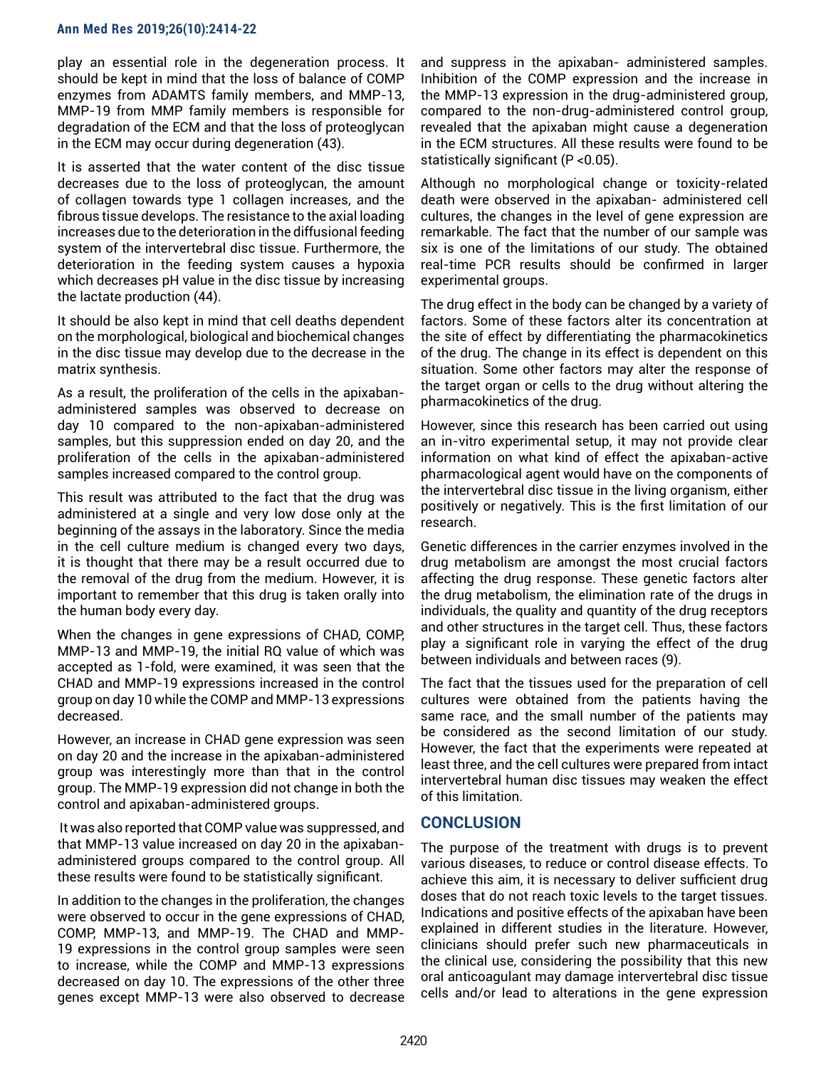play an essential role in the degeneration process. It should be kept in mind that the loss of balance of COMP enzymes from ADAMTS family members, and MMP-13, MMP-19 from MMP family members is responsible for degradation of the ECM and that the loss of proteoglycan in the ECM may occur during degeneration (43).

It is asserted that the water content of the disc tissue decreases due to the loss of proteoglycan, the amount of collagen towards type 1 collagen increases, and the fibrous tissue develops. The resistance to the axial loading increases due to the deterioration in the diffusional feeding system of the intervertebral disc tissue. Furthermore, the deterioration in the feeding system causes a hypoxia which decreases pH value in the disc tissue by increasing the lactate production (44).

It should be also kept in mind that cell deaths dependent on the morphological, biological and biochemical changes in the disc tissue may develop due to the decrease in the matrix synthesis.

As a result, the proliferation of the cells in the apixaban-administered samples was observed to decrease on day 10 compared to the non-apixaban-administered samples, but this suppression ended on day 20, and the proliferation of the cells in the apixaban-administered samples increased compared to the control group.

This result was attributed to the fact that the drug was administered at a single and very low dose only at the beginning of the assays in the laboratory. Since the media in the cell culture medium is changed every two days, it is thought that there may be a result occurred due to the removal of the drug from the medium. However, it is important to remember that this drug is taken orally into the human body every day.

When the changes in gene expressions of CHAD, COMP, MMP-13 and MMP-19, the initial RQ value of which was accepted as 1-fold, were examined, it was seen that the CHAD and MMP-19 expressions increased in the control group on day 10 while the COMP and MMP-13 expressions decreased.

However, an increase in CHAD gene expression was seen on day 20 and the increase in the apixaban-administered group was interestingly more than that in the control group. The MMP-19 expression did not change in both the control and apixaban-administered groups.

It was also reported that COMP value was suppressed, and that MMP-13 value increased on day 20 in the apixaban-administered groups compared to the control group. All these results were found to be statistically significant.

In addition to the changes in the proliferation, the changes were observed to occur in the gene expressions of CHAD, COMP, MMP-13, and MMP-19. The CHAD and MMP-19 expressions in the control group samples were seen to increase, while the COMP and MMP-13 expressions decreased on day 10. The expressions of the other three genes except MMP-13 were also observed to decrease and suppress in the apixaban- administered samples. Inhibition of the COMP expression and the increase in the MMP-13 expression in the drug-administered group, compared to the non-drug-administered control group, revealed that the apixaban might cause a degeneration in the ECM structures. All these results were found to be statistically significant ($P < 0.05$).

Although no morphological change or toxicity-related death were observed in the apixaban- administered cell cultures, the changes in the level of gene expression are remarkable. The fact that the number of our sample was six is one of the limitations of our study. The obtained real-time PCR results should be confirmed in larger experimental groups.

The drug effect in the body can be changed by a variety of factors. Some of these factors alter its concentration at the site of effect by differentiating the pharmacokinetics of the drug. The change in its effect is dependent on this situation. Some other factors may alter the response of the target organ or cells to the drug without altering the pharmacokinetics of the drug.

However, since this research has been carried out using an in-vitro experimental setup, it may not provide clear information on what kind of effect the apixaban-active pharmacological agent would have on the components of the intervertebral disc tissue in the living organism, either positively or negatively. This is the first limitation of our research.

Genetic differences in the carrier enzymes involved in the drug metabolism are amongst the most crucial factors affecting the drug response. These genetic factors alter the drug metabolism, the elimination rate of the drugs in individuals, the quality and quantity of the drug receptors and other structures in the target cell. Thus, these factors play a significant role in varying the effect of the drug between individuals and between races (9).

The fact that the tissues used for the preparation of cell cultures were obtained from the patients having the same race, and the small number of the patients may be considered as the second limitation of our study. However, the fact that the experiments were repeated at least three, and the cell cultures were prepared from intact intervertebral human disc tissues may weaken the effect of this limitation.

## CONCLUSION

The purpose of the treatment with drugs is to prevent various diseases, to reduce or control disease effects. To achieve this aim, it is necessary to deliver sufficient drug doses that do not reach toxic levels to the target tissues. Indications and positive effects of the apixaban have been explained in different studies in the literature. However, clinicians should prefer such new pharmaceuticals in the clinical use, considering the possibility that this new oral anticoagulant may damage intervertebral disc tissue cells and/or lead to alterations in the gene expression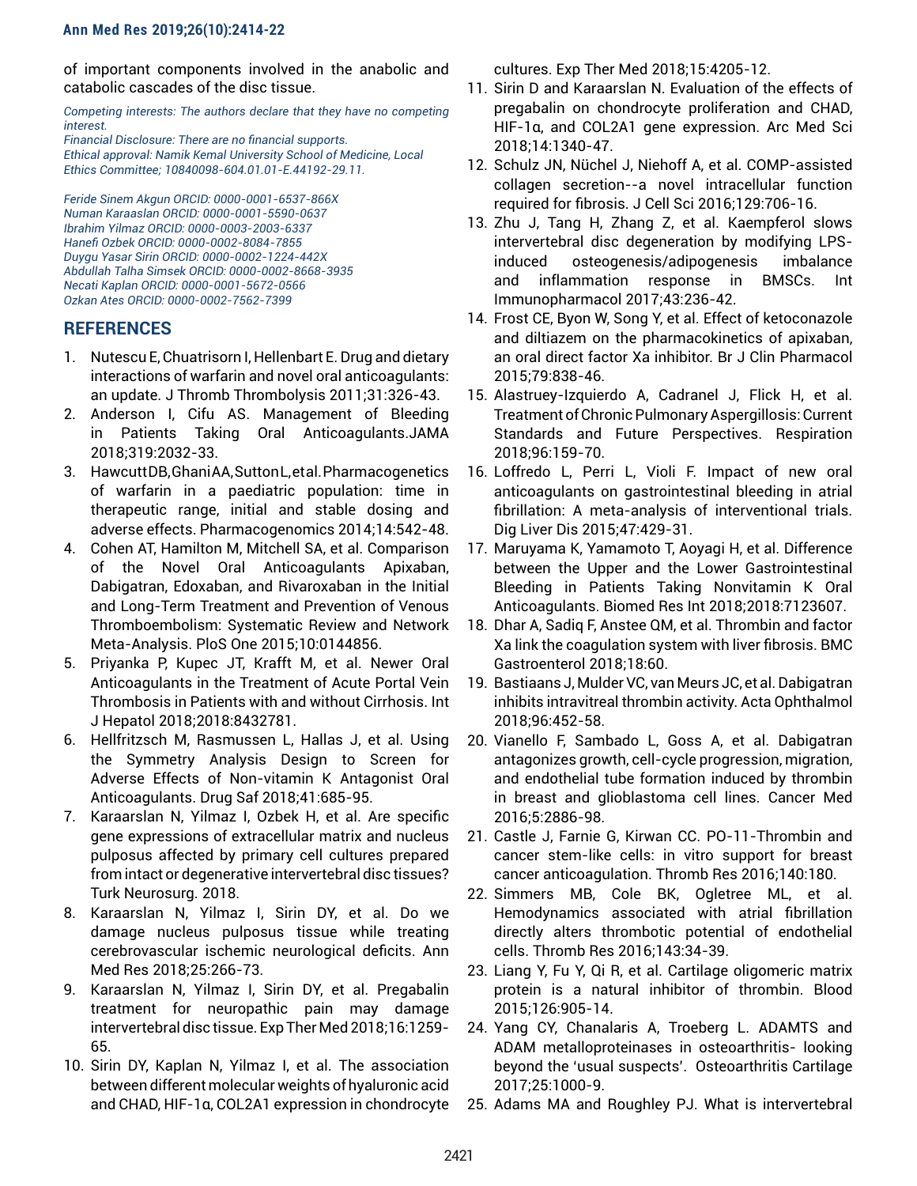of important components involved in the anabolic and catabolic cascades of the disc tissue.

*Competing interests: The authors declare that they have no competing interest.*
*Financial Disclosure: There are no financial supports.*
*Ethical approval: Namik Kemal University School of Medicine, Local Ethics Committee; 10840098-604.01.01-E.44192-29.11.*

*Feride Sinem Akgun ORCID: 0000-0001-6537-866X*
*Numan Karaaslan ORCID: 0000-0001-5590-0637*
*Ibrahim Yilmaz ORCID: 0000-0003-2003-6337*
*Hanefi Ozbek ORCID: 0000-0002-8084-7855*
*Duygu Yasar Sirin ORCID: 0000-0002-1224-442X*
*Abdullah Talha Simsek ORCID: 0000-0002-8668-3935*
*Necati Kaplan ORCID: 0000-0001-5672-0566*
*Ozkan Ates ORCID: 0000-0002-7562-7399*

## REFERENCES

1. Nutescu E, Chuatrisorn I, Hellenbart E. Drug and dietary interactions of warfarin and novel oral anticoagulants: an update. J Thromb Thrombolysis 2011;31:326-43.
2. Anderson I, Cifu AS. Management of Bleeding in Patients Taking Oral Anticoagulants.JAMA 2018;319:2032-33.
3. HawcuttDB,GhaniAA,SuttonL,etal.Pharmacogenetics of warfarin in a paediatric population: time in therapeutic range, initial and stable dosing and adverse effects. Pharmacogenomics 2014;14:542-48.
4. Cohen AT, Hamilton M, Mitchell SA, et al. Comparison of the Novel Oral Anticoagulants Apixaban, Dabigatran, Edoxaban, and Rivaroxaban in the Initial and Long-Term Treatment and Prevention of Venous Thromboembolism: Systematic Review and Network Meta-Analysis. PloS One 2015;10:0144856.
5. Priyanka P, Kupec JT, Krafft M, et al. Newer Oral Anticoagulants in the Treatment of Acute Portal Vein Thrombosis in Patients with and without Cirrhosis. Int J Hepatol 2018;2018:8432781.
6. Hellfritzsch M, Rasmussen L, Hallas J, et al. Using the Symmetry Analysis Design to Screen for Adverse Effects of Non-vitamin K Antagonist Oral Anticoagulants. Drug Saf 2018;41:685-95.
7. Karaarslan N, Yilmaz I, Ozbek H, et al. Are specific gene expressions of extracellular matrix and nucleus pulposus affected by primary cell cultures prepared from intact or degenerative intervertebral disc tissues? Turk Neurosurg. 2018.
8. Karaarslan N, Yilmaz I, Sirin DY, et al. Do we damage nucleus pulposus tissue while treating cerebrovascular ischemic neurological deficits. Ann Med Res 2018;25:266-73.
9. Karaarslan N, Yilmaz I, Sirin DY, et al. Pregabalin treatment for neuropathic pain may damage intervertebral disc tissue. Exp Ther Med 2018;16:1259-65.
10. Sirin DY, Kaplan N, Yilmaz I, et al. The association between different molecular weights of hyaluronic acid and CHAD, HIF-1α, COL2A1 expression in chondrocyte cultures. Exp Ther Med 2018;15:4205-12.
11. Sirin D and Karaarslan N. Evaluation of the effects of pregabalin on chondrocyte proliferation and CHAD, HIF-1α, and COL2A1 gene expression. Arc Med Sci 2018;14:1340-47.
12. Schulz JN, Nüchel J, Niehoff A, et al. COMP-assisted collagen secretion--a novel intracellular function required for fibrosis. J Cell Sci 2016;129:706-16.
13. Zhu J, Tang H, Zhang Z, et al. Kaempferol slows intervertebral disc degeneration by modifying LPS-induced osteogenesis/adipogenesis imbalance and inflammation response in BMSCs. Int Immunopharmacol 2017;43:236-42.
14. Frost CE, Byon W, Song Y, et al. Effect of ketoconazole and diltiazem on the pharmacokinetics of apixaban, an oral direct factor Xa inhibitor. Br J Clin Pharmacol 2015;79:838-46.
15. Alastruey-Izquierdo A, Cadranel J, Flick H, et al. Treatment of Chronic Pulmonary Aspergillosis: Current Standards and Future Perspectives. Respiration 2018;96:159-70.
16. Loffredo L, Perri L, Violi F. Impact of new oral anticoagulants on gastrointestinal bleeding in atrial fibrillation: A meta-analysis of interventional trials. Dig Liver Dis 2015;47:429-31.
17. Maruyama K, Yamamoto T, Aoyagi H, et al. Difference between the Upper and the Lower Gastrointestinal Bleeding in Patients Taking Nonvitamin K Oral Anticoagulants. Biomed Res Int 2018;2018:7123607.
18. Dhar A, Sadiq F, Anstee QM, et al. Thrombin and factor Xa link the coagulation system with liver fibrosis. BMC Gastroenterol 2018;18:60.
19. Bastiaans J, Mulder VC, van Meurs JC, et al. Dabigatran inhibits intravitreal thrombin activity. Acta Ophthalmol 2018;96:452-58.
20. Vianello F, Sambado L, Goss A, et al. Dabigatran antagonizes growth, cell-cycle progression, migration, and endothelial tube formation induced by thrombin in breast and glioblastoma cell lines. Cancer Med 2016;5:2886-98.
21. Castle J, Farnie G, Kirwan CC. PO-11-Thrombin and cancer stem-like cells: in vitro support for breast cancer anticoagulation. Thromb Res 2016;140:180.
22. Simmers MB, Cole BK, Ogletree ML, et al. Hemodynamics associated with atrial fibrillation directly alters thrombotic potential of endothelial cells. Thromb Res 2016;143:34-39.
23. Liang Y, Fu Y, Qi R, et al. Cartilage oligomeric matrix protein is a natural inhibitor of thrombin. Blood 2015;126:905-14.
24. Yang CY, Chanalaris A, Troeberg L. ADAMTS and ADAM metalloproteinases in osteoarthritis- looking beyond the 'usual suspects'. Osteoarthritis Cartilage 2017;25:1000-9.
25. Adams MA and Roughley PJ. What is intervertebral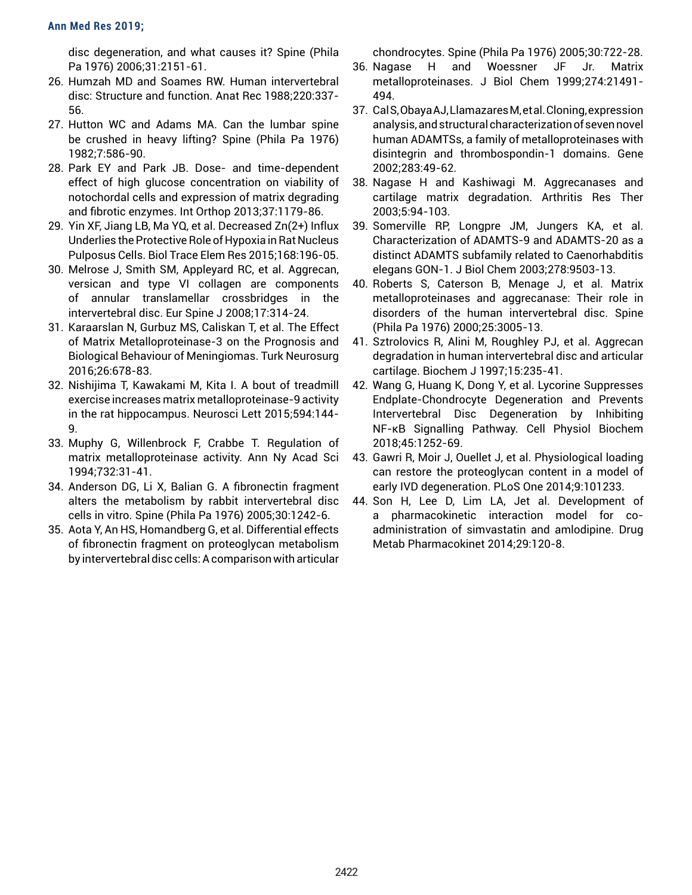disc degeneration, and what causes it? Spine (Phila Pa 1976) 2006;31:2151-61.

26. Humzah MD and Soames RW. Human intervertebral disc: Structure and function. Anat Rec 1988;220:337-56.
27. Hutton WC and Adams MA. Can the lumbar spine be crushed in heavy lifting? Spine (Phila Pa 1976) 1982;7:586-90.
28. Park EY and Park JB. Dose- and time-dependent effect of high glucose concentration on viability of notochordal cells and expression of matrix degrading and fibrotic enzymes. Int Orthop 2013;37:1179-86.
29. Yin XF, Jiang LB, Ma YQ, et al. Decreased Zn(2+) Influx Underlies the Protective Role of Hypoxia in Rat Nucleus Pulposus Cells. Biol Trace Elem Res 2015;168:196-05.
30. Melrose J, Smith SM, Appleyard RC, et al. Aggrecan, versican and type VI collagen are components of annular translamellar crossbridges in the intervertebral disc. Eur Spine J 2008;17:314-24.
31. Karaarslan N, Gurbuz MS, Caliskan T, et al. The Effect of Matrix Metalloproteinase-3 on the Prognosis and Biological Behaviour of Meningiomas. Turk Neurosurg 2016;26:678-83.
32. Nishijima T, Kawakami M, Kita I. A bout of treadmill exercise increases matrix metalloproteinase-9 activity in the rat hippocampus. Neurosci Lett 2015;594:144-9.
33. Muphy G, Willenbrock F, Crabbe T. Regulation of matrix metalloproteinase activity. Ann Ny Acad Sci 1994;732:31-41.
34. Anderson DG, Li X, Balian G. A fibronectin fragment alters the metabolism by rabbit intervertebral disc cells in vitro. Spine (Phila Pa 1976) 2005;30:1242-6.
35. Aota Y, An HS, Homandberg G, et al. Differential effects of fibronectin fragment on proteoglycan metabolism by intervertebral disc cells: A comparison with articular chondrocytes. Spine (Phila Pa 1976) 2005;30:722-28.
36. Nagase H and Woessner JF Jr. Matrix metalloproteinases. J Biol Chem 1999;274:21491-494.
37. Cal S, Obaya AJ, Llamazares M, et al. Cloning, expression analysis, and structural characterization of seven novel human ADAMTSs, a family of metalloproteinases with disintegrin and thrombospondin-1 domains. Gene 2002;283:49-62.
38. Nagase H and Kashiwagi M. Aggrecanases and cartilage matrix degradation. Arthritis Res Ther 2003;5:94-103.
39. Somerville RP, Longpre JM, Jungers KA, et al. Characterization of ADAMTS-9 and ADAMTS-20 as a distinct ADAMTS subfamily related to Caenorhabditis elegans GON-1. J Biol Chem 2003;278:9503-13.
40. Roberts S, Caterson B, Menage J, et al. Matrix metalloproteinases and aggrecanase: Their role in disorders of the human intervertebral disc. Spine (Phila Pa 1976) 2000;25:3005-13.
41. Sztrolovics R, Alini M, Roughley PJ, et al. Aggrecan degradation in human intervertebral disc and articular cartilage. Biochem J 1997;15:235-41.
42. Wang G, Huang K, Dong Y, et al. Lycorine Suppresses Endplate-Chondrocyte Degeneration and Prevents Intervertebral Disc Degeneration by Inhibiting NF-κB Signalling Pathway. Cell Physiol Biochem 2018;45:1252-69.
43. Gawri R, Moir J, Ouellet J, et al. Physiological loading can restore the proteoglycan content in a model of early IVD degeneration. PLoS One 2014;9:101233.
44. Son H, Lee D, Lim LA, Jet al. Development of a pharmacokinetic interaction model for co-administration of simvastatin and amlodipine. Drug Metab Pharmacokinet 2014;29:120-8.